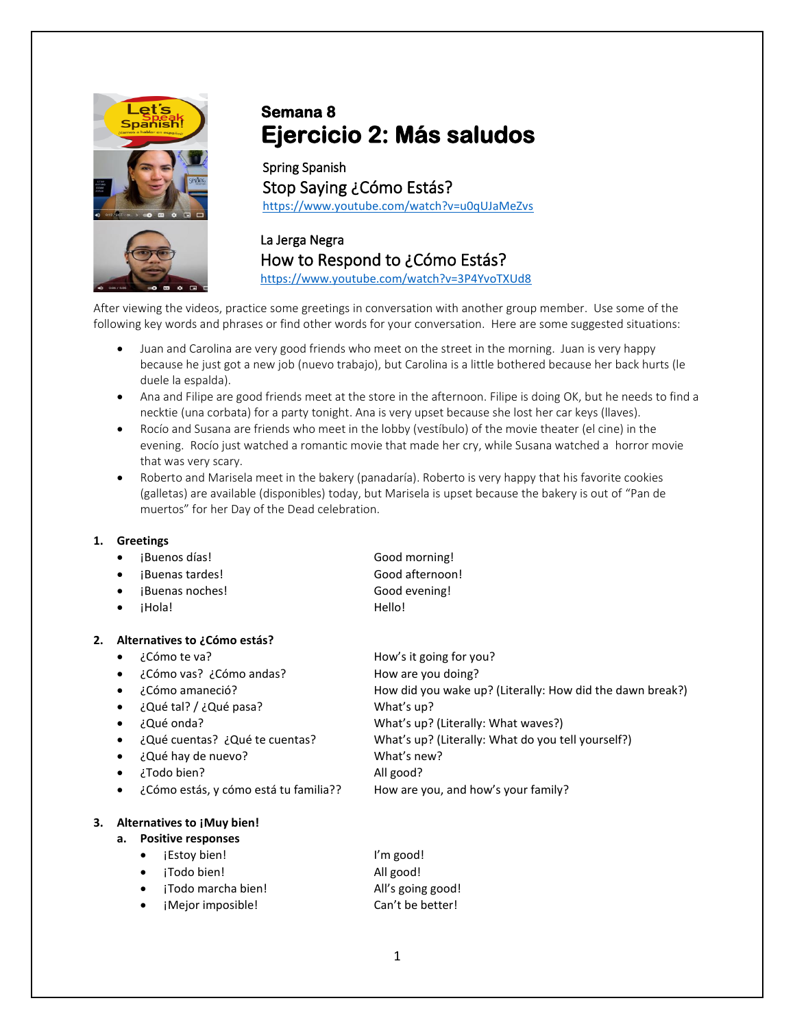# Semana 8
# Ejercicio 2: Más saludos

Spring Spanish
Stop Saying ¿Cómo Estás?
https://www.youtube.com/watch?v=u0qUJaMeZvs

La Jerga Negra
How to Respond to ¿Cómo Estás?
https://www.youtube.com/watch?v=3P4YvoTXUd8

After viewing the videos, practice some greetings in conversation with another group member. Use some of the following key words and phrases or find other words for your conversation. Here are some suggested situations:

- Juan and Carolina are very good friends who meet on the street in the morning. Juan is very happy because he just got a new job (nuevo trabajo), but Carolina is a little bothered because her back hurts (le duele la espalda).
- Ana and Filipe are good friends meet at the store in the afternoon. Filipe is doing OK, but he needs to find a necktie (una corbata) for a party tonight. Ana is very upset because she lost her car keys (llaves).
- Rocío and Susana are friends who meet in the lobby (vestíbulo) of the movie theater (el cine) in the evening. Rocío just watched a romantic movie that made her cry, while Susana watched a horror movie that was very scary.
- Roberto and Marisela meet in the bakery (panadaría). Roberto is very happy that his favorite cookies (galletas) are available (disponibles) today, but Marisela is upset because the bakery is out of "Pan de muertos" for her Day of the Dead celebration.

1. **Greetings**
   - ¡Buenos días! — Good morning!
   - ¡Buenas tardes! — Good afternoon!
   - ¡Buenas noches! — Good evening!
   - ¡Hola! — Hello!

2. **Alternatives to ¿Cómo estás?**
   - ¿Cómo te va? — How's it going for you?
   - ¿Cómo vas? ¿Cómo andas? — How are you doing?
   - ¿Cómo amaneció? — How did you wake up? (Literally: How did the dawn break?)
   - ¿Qué tal? / ¿Qué pasa? — What's up?
   - ¿Qué onda? — What's up? (Literally: What waves?)
   - ¿Qué cuentas? ¿Qué te cuentas? — What's up? (Literally: What do you tell yourself?)
   - ¿Qué hay de nuevo? — What's new?
   - ¿Todo bien? — All good?
   - ¿Cómo estás, y cómo está tu familia?? — How are you, and how's your family?

3. **Alternatives to ¡Muy bien!**
   a. **Positive responses**
      - ¡Estoy bien! — I'm good!
      - ¡Todo bien! — All good!
      - ¡Todo marcha bien! — All's going good!
      - ¡Mejor imposible! — Can't be better!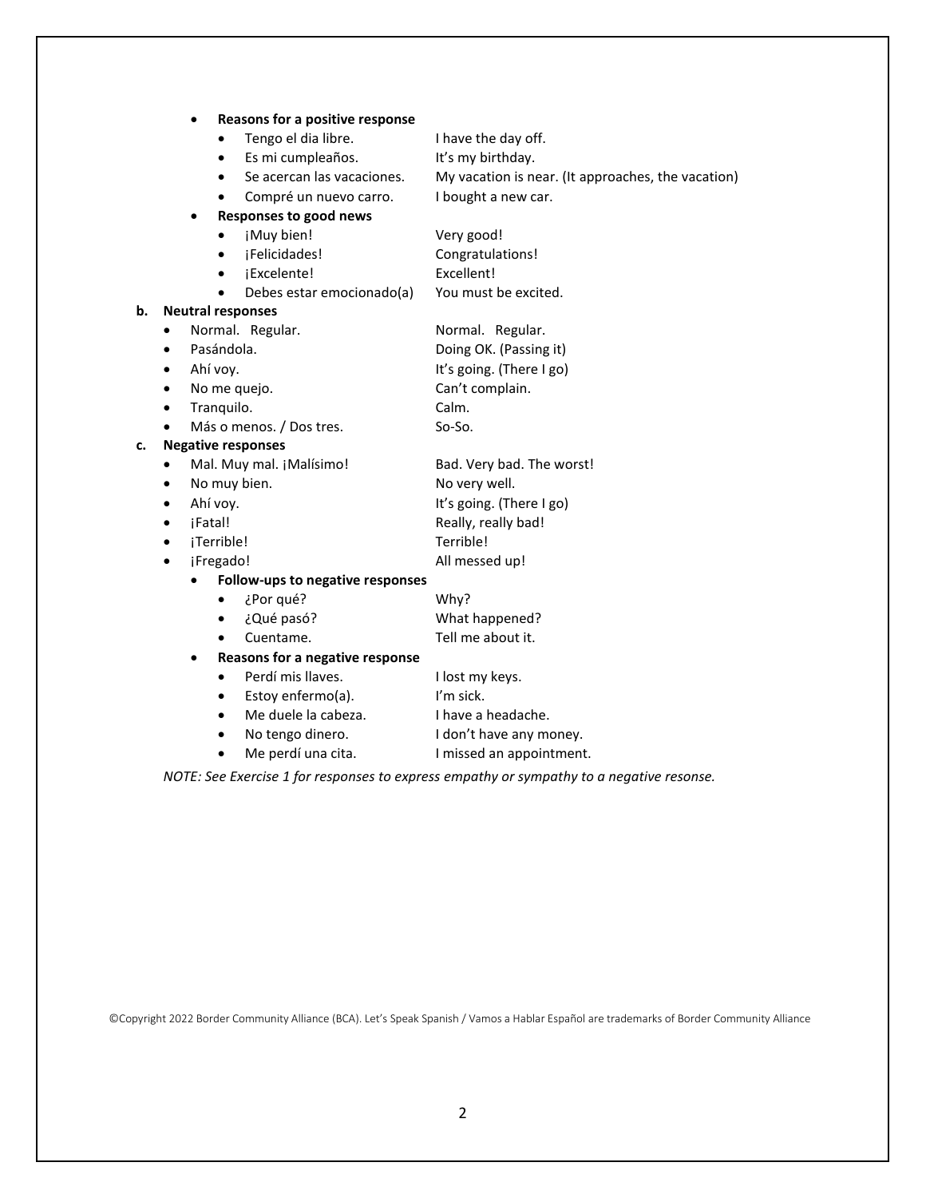- **Reasons for a positive response**
  - Tengo el dia libre. — I have the day off.
  - Es mi cumpleaños. — It's my birthday.
  - Se acercan las vacaciones. — My vacation is near. (It approaches, the vacation)
  - Compré un nuevo carro. — I bought a new car.
- **Responses to good news**
  - ¡Muy bien! — Very good!
  - ¡Felicidades! — Congratulations!
  - ¡Excelente! — Excellent!
  - Debes estar emocionado(a) — You must be excited.

**b. Neutral responses**

- Normal. Regular. — Normal. Regular.
- Pasándola. — Doing OK. (Passing it)
- Ahí voy. — It's going. (There I go)
- No me quejo. — Can't complain.
- Tranquilo. — Calm.
- Más o menos. / Dos tres. — So-So.

**c. Negative responses**

- Mal. Muy mal. ¡Malísimo! — Bad. Very bad. The worst!
- No muy bien. — No very well.
- Ahí voy. — It's going. (There I go)
- ¡Fatal! — Really, really bad!
- ¡Terrible! — Terrible!
- ¡Fregado! — All messed up!
  - **Follow-ups to negative responses**
    - ¿Por qué? — Why?
    - ¿Qué pasó? — What happened?
    - Cuentame. — Tell me about it.
  - **Reasons for a negative response**
    - Perdí mis llaves. — I lost my keys.
    - Estoy enfermo(a). — I'm sick.
    - Me duele la cabeza. — I have a headache.
    - No tengo dinero. — I don't have any money.
    - Me perdí una cita. — I missed an appointment.

*NOTE: See Exercise 1 for responses to express empathy or sympathy to a negative resonse.*

©Copyright 2022 Border Community Alliance (BCA). Let's Speak Spanish / Vamos a Hablar Español are trademarks of Border Community Alliance